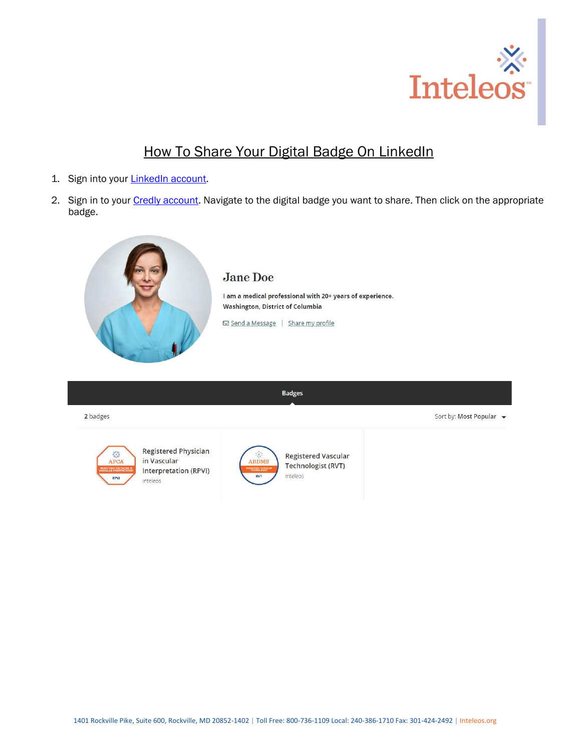# How To Share Your Digital Badge On LinkedIn

1. Sign into your LinkedIn account.

2. Sign in to your Credly account. Navigate to the digital badge you want to share. Then click on the appropriate badge.

Jane Doe

I am a medical professional with 20+ years of experience.
Washington, District of Columbia

Send a Message | Share my profile

Badges

2 badges

Sort by: Most Popular

Registered Physician in Vascular Interpretation (RPVI)
Inteleos

Registered Vascular Technologist (RVT)
Inteleos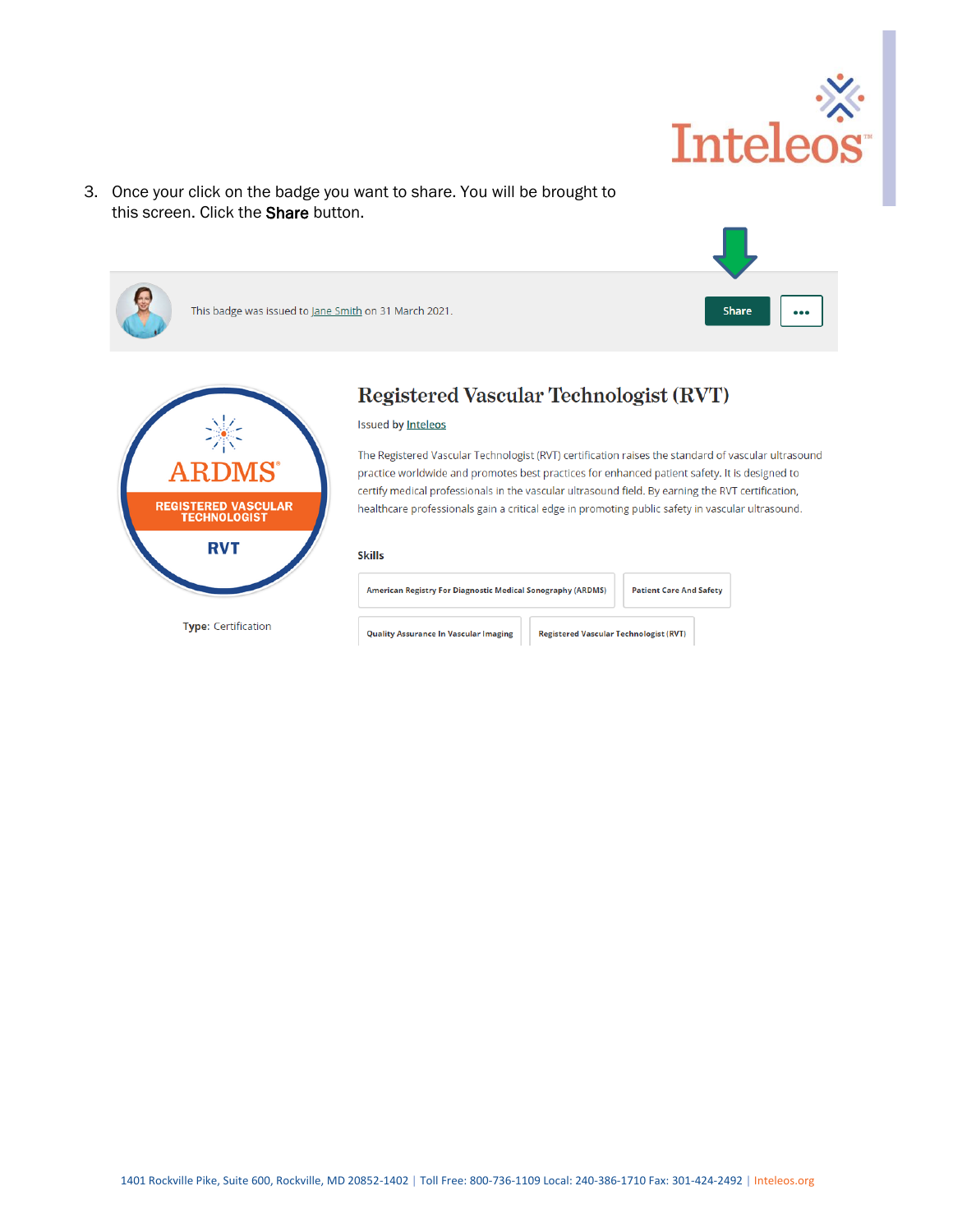3. Once your click on the badge you want to share. You will be brought to this screen. Click the **Share** button.

This badge was issued to Jane Smith on 31 March 2021.

Share

...

ARDMS®
REGISTERED VASCULAR TECHNOLOGIST
RVT

Type: Certification

## Registered Vascular Technologist (RVT)

Issued by Inteleos

The Registered Vascular Technologist (RVT) certification raises the standard of vascular ultrasound practice worldwide and promotes best practices for enhanced patient safety. It is designed to certify medical professionals in the vascular ultrasound field. By earning the RVT certification, healthcare professionals gain a critical edge in promoting public safety in vascular ultrasound.

**Skills**

- American Registry For Diagnostic Medical Sonography (ARDMS)
- Patient Care And Safety
- Quality Assurance In Vascular Imaging
- Registered Vascular Technologist (RVT)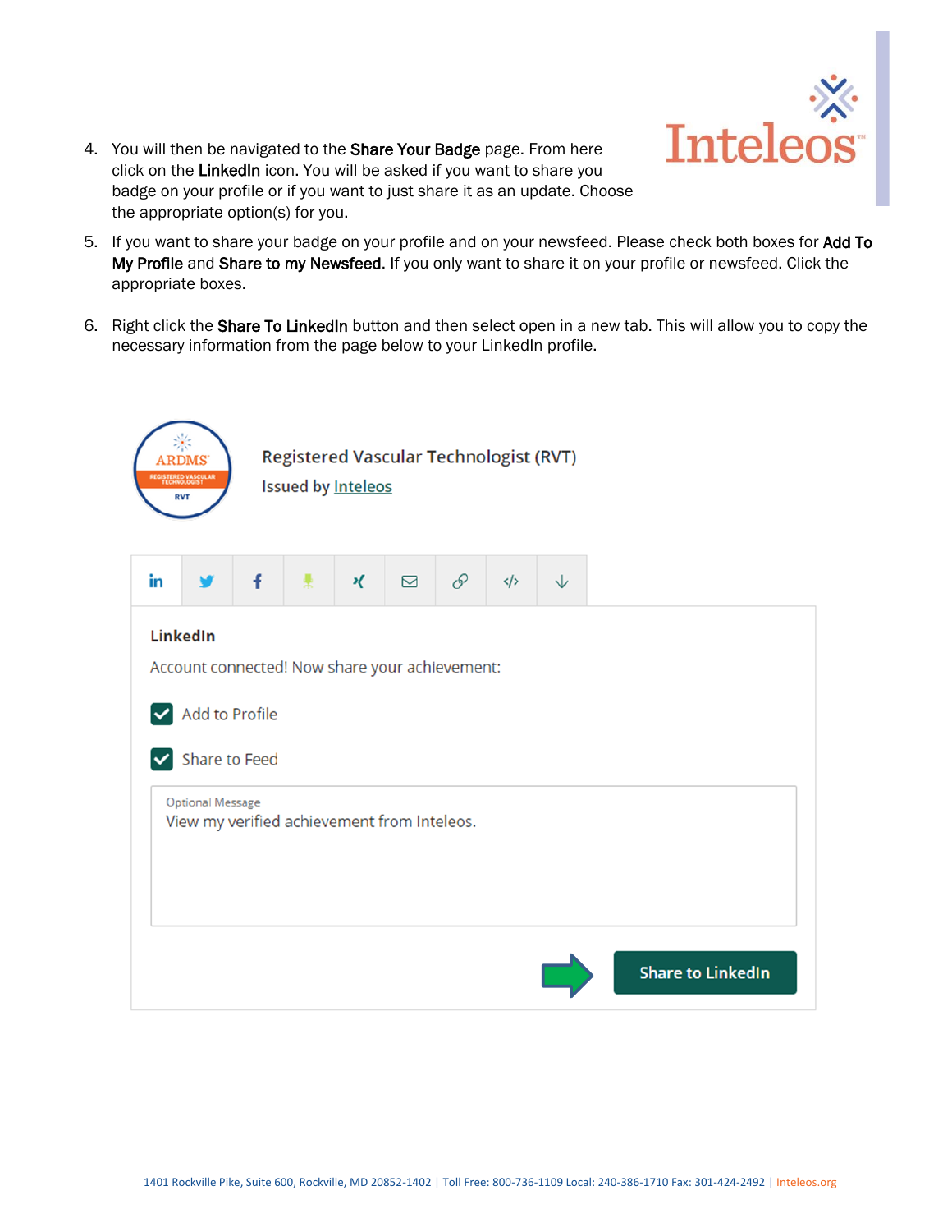4. You will then be navigated to the **Share Your Badge** page. From here click on the **LinkedIn** icon. You will be asked if you want to share you badge on your profile or if you want to just share it as an update. Choose the appropriate option(s) for you.

5. If you want to share your badge on your profile and on your newsfeed. Please check both boxes for **Add To My Profile** and **Share to my Newsfeed**. If you only want to share it on your profile or newsfeed. Click the appropriate boxes.

6. Right click the **Share To LinkedIn** button and then select open in a new tab. This will allow you to copy the necessary information from the page below to your LinkedIn profile.

Registered Vascular Technologist (RVT)

Issued by Inteleos

**LinkedIn**

Account connected! Now share your achievement:

- [x] Add to Profile
- [x] Share to Feed

Optional Message

View my verified achievement from Inteleos.

Share to LinkedIn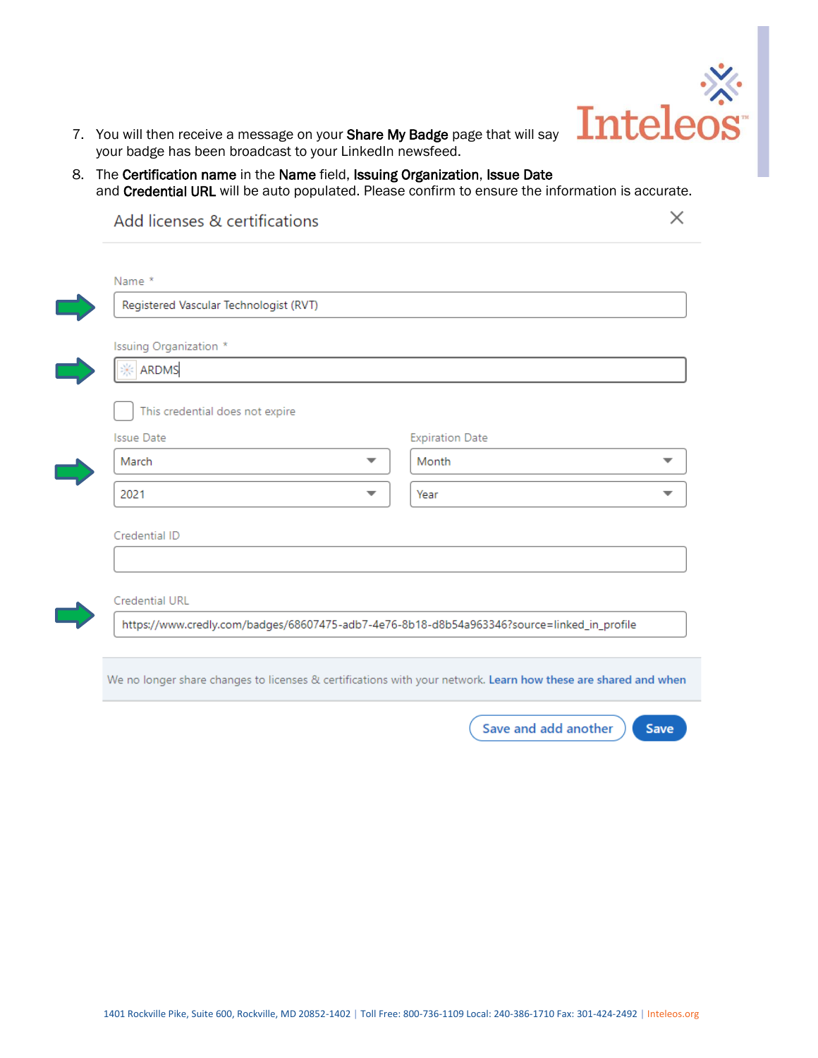7. You will then receive a message on your **Share My Badge** page that will say your badge has been broadcast to your LinkedIn newsfeed.
8. The **Certification name** in the **Name** field, **Issuing Organization**, **Issue Date** and **Credential URL** will be auto populated. Please confirm to ensure the information is accurate.

Add licenses & certifications

Name *

Registered Vascular Technologist (RVT)

Issuing Organization *

ARDMS

This credential does not expire

Issue Date

March

2021

Expiration Date

Month

Year

Credential ID

Credential URL

https://www.credly.com/badges/68607475-adb7-4e76-8b18-d8b54a963346?source=linked_in_profile

We no longer share changes to licenses & certifications with your network. Learn how these are shared and when

Save and add another

Save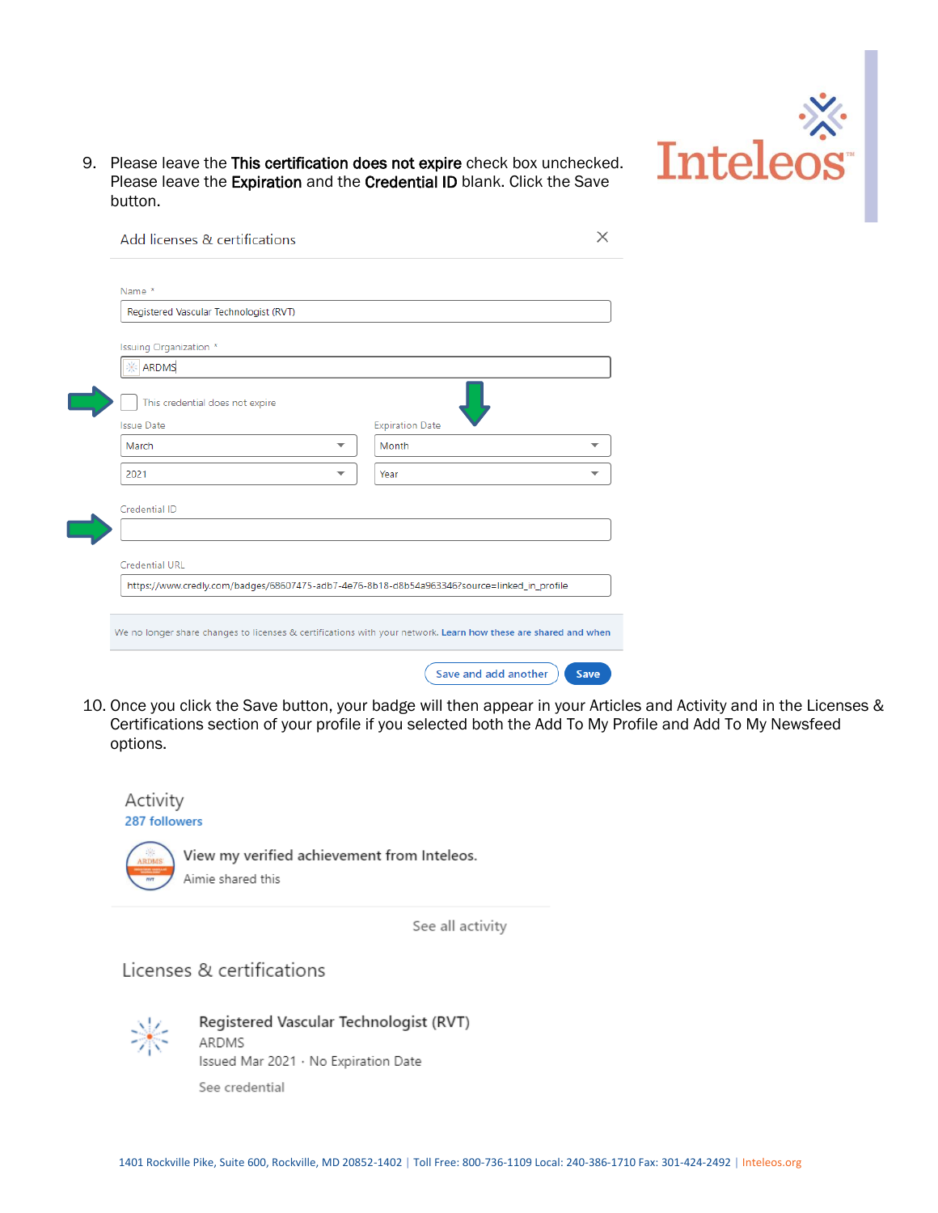9. Please leave the **This certification does not expire** check box unchecked. Please leave the **Expiration** and the **Credential ID** blank. Click the Save button.

Add licenses & certifications

Name *

Registered Vascular Technologist (RVT)

Issuing Organization *

ARDMS

This credential does not expire

Issue Date

March

2021

Expiration Date

Month

Year

Credential ID

Credential URL

https://www.credly.com/badges/68607475-adb7-4e76-8b18-d8b54a963346?source=linked_in_profile

We no longer share changes to licenses & certifications with your network. Learn how these are shared and when

Save and add another

Save

10. Once you click the Save button, your badge will then appear in your Articles and Activity and in the Licenses & Certifications section of your profile if you selected both the Add To My Profile and Add To My Newsfeed options.

Activity

287 followers

View my verified achievement from Inteleos.

Aimie shared this

See all activity

Licenses & certifications

Registered Vascular Technologist (RVT)

ARDMS

Issued Mar 2021 · No Expiration Date

See credential